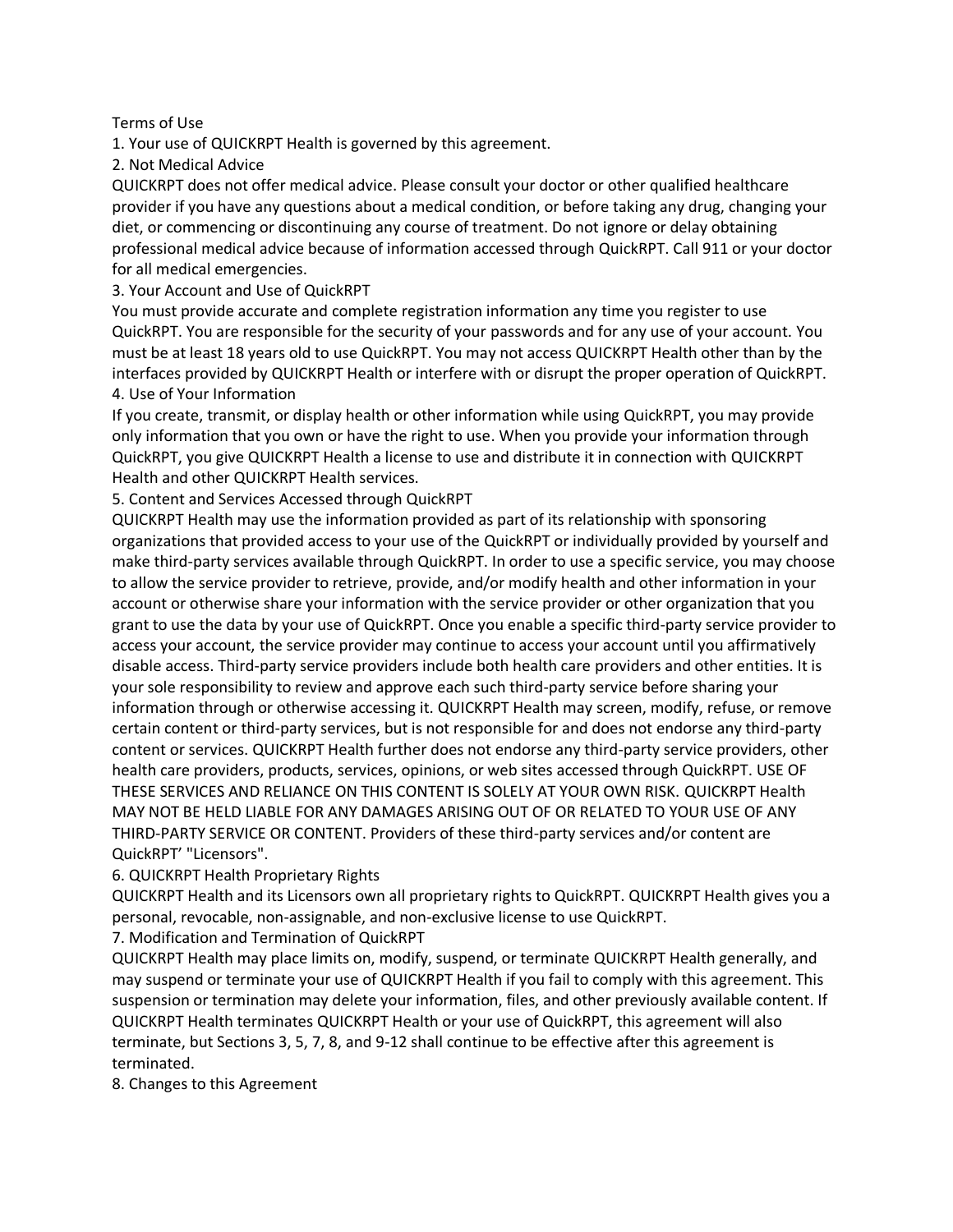# Terms of Use

1. Your use of QUICKRPT Health is governed by this agreement.

## 2. Not Medical Advice

QUICKRPT does not offer medical advice. Please consult your doctor or other qualified healthcare provider if you have any questions about a medical condition, or before taking any drug, changing your diet, or commencing or discontinuing any course of treatment. Do not ignore or delay obtaining professional medical advice because of information accessed through QuickRPT. Call 911 or your doctor for all medical emergencies.

## 3. Your Account and Use of QuickRPT

You must provide accurate and complete registration information any time you register to use QuickRPT. You are responsible for the security of your passwords and for any use of your account. You must be at least 18 years old to use QuickRPT. You may not access QUICKRPT Health other than by the interfaces provided by QUICKRPT Health or interfere with or disrupt the proper operation of QuickRPT.

## 4. Use of Your Information

If you create, transmit, or display health or other information while using QuickRPT, you may provide only information that you own or have the right to use. When you provide your information through QuickRPT, you give QUICKRPT Health a license to use and distribute it in connection with QUICKRPT Health and other QUICKRPT Health services.

## 5. Content and Services Accessed through QuickRPT

QUICKRPT Health may use the information provided as part of its relationship with sponsoring organizations that provided access to your use of the QuickRPT or individually provided by yourself and make third-party services available through QuickRPT. In order to use a specific service, you may choose to allow the service provider to retrieve, provide, and/or modify health and other information in your account or otherwise share your information with the service provider or other organization that you grant to use the data by your use of QuickRPT. Once you enable a specific third-party service provider to access your account, the service provider may continue to access your account until you affirmatively disable access. Third-party service providers include both health care providers and other entities. It is your sole responsibility to review and approve each such third-party service before sharing your information through or otherwise accessing it. QUICKRPT Health may screen, modify, refuse, or remove certain content or third-party services, but is not responsible for and does not endorse any third-party content or services. QUICKRPT Health further does not endorse any third-party service providers, other health care providers, products, services, opinions, or web sites accessed through QuickRPT. USE OF THESE SERVICES AND RELIANCE ON THIS CONTENT IS SOLELY AT YOUR OWN RISK. QUICKRPT Health MAY NOT BE HELD LIABLE FOR ANY DAMAGES ARISING OUT OF OR RELATED TO YOUR USE OF ANY THIRD-PARTY SERVICE OR CONTENT. Providers of these third-party services and/or content are QuickRPT' "Licensors".

## 6. QUICKRPT Health Proprietary Rights

QUICKRPT Health and its Licensors own all proprietary rights to QuickRPT. QUICKRPT Health gives you a personal, revocable, non-assignable, and non-exclusive license to use QuickRPT.

## 7. Modification and Termination of QuickRPT

QUICKRPT Health may place limits on, modify, suspend, or terminate QUICKRPT Health generally, and may suspend or terminate your use of QUICKRPT Health if you fail to comply with this agreement. This suspension or termination may delete your information, files, and other previously available content. If QUICKRPT Health terminates QUICKRPT Health or your use of QuickRPT, this agreement will also terminate, but Sections 3, 5, 7, 8, and 9-12 shall continue to be effective after this agreement is terminated.

## 8. Changes to this Agreement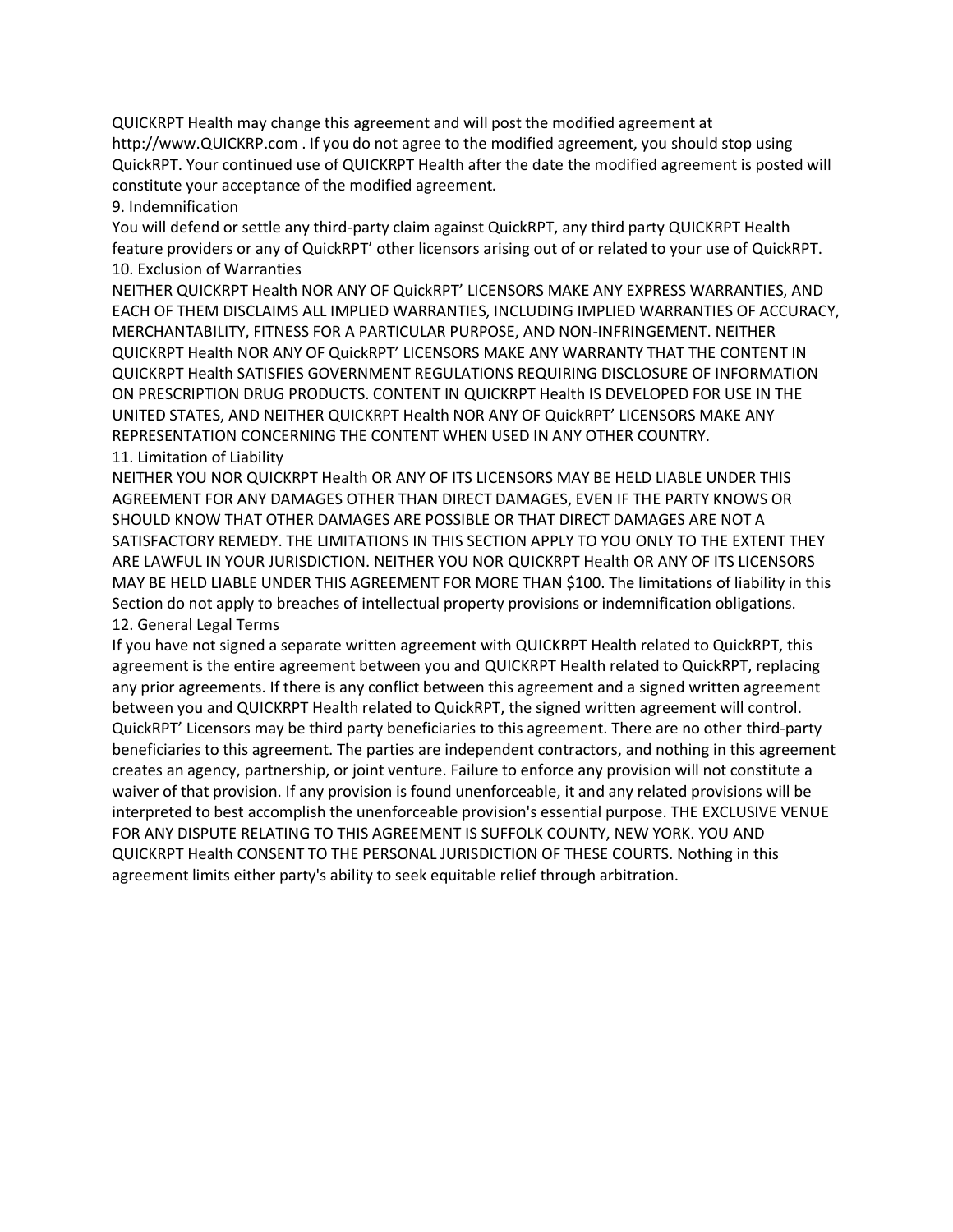QUICKRPT Health may change this agreement and will post the modified agreement at http://www.QUICKRP.com . If you do not agree to the modified agreement, you should stop using QuickRPT. Your continued use of QUICKRPT Health after the date the modified agreement is posted will constitute your acceptance of the modified agreement.

## 9. Indemnification

You will defend or settle any third-party claim against QuickRPT, any third party QUICKRPT Health feature providers or any of QuickRPT' other licensors arising out of or related to your use of QuickRPT.

## 10. Exclusion of Warranties

NEITHER QUICKRPT Health NOR ANY OF QuickRPT' LICENSORS MAKE ANY EXPRESS WARRANTIES, AND EACH OF THEM DISCLAIMS ALL IMPLIED WARRANTIES, INCLUDING IMPLIED WARRANTIES OF ACCURACY, MERCHANTABILITY, FITNESS FOR A PARTICULAR PURPOSE, AND NON-INFRINGEMENT. NEITHER QUICKRPT Health NOR ANY OF QuickRPT' LICENSORS MAKE ANY WARRANTY THAT THE CONTENT IN QUICKRPT Health SATISFIES GOVERNMENT REGULATIONS REQUIRING DISCLOSURE OF INFORMATION ON PRESCRIPTION DRUG PRODUCTS. CONTENT IN QUICKRPT Health IS DEVELOPED FOR USE IN THE UNITED STATES, AND NEITHER QUICKRPT Health NOR ANY OF QuickRPT' LICENSORS MAKE ANY REPRESENTATION CONCERNING THE CONTENT WHEN USED IN ANY OTHER COUNTRY.

## 11. Limitation of Liability

NEITHER YOU NOR QUICKRPT Health OR ANY OF ITS LICENSORS MAY BE HELD LIABLE UNDER THIS AGREEMENT FOR ANY DAMAGES OTHER THAN DIRECT DAMAGES, EVEN IF THE PARTY KNOWS OR SHOULD KNOW THAT OTHER DAMAGES ARE POSSIBLE OR THAT DIRECT DAMAGES ARE NOT A SATISFACTORY REMEDY. THE LIMITATIONS IN THIS SECTION APPLY TO YOU ONLY TO THE EXTENT THEY ARE LAWFUL IN YOUR JURISDICTION. NEITHER YOU NOR QUICKRPT Health OR ANY OF ITS LICENSORS MAY BE HELD LIABLE UNDER THIS AGREEMENT FOR MORE THAN $100. The limitations of liability in this Section do not apply to breaches of intellectual property provisions or indemnification obligations.

## 12. General Legal Terms

If you have not signed a separate written agreement with QUICKRPT Health related to QuickRPT, this agreement is the entire agreement between you and QUICKRPT Health related to QuickRPT, replacing any prior agreements. If there is any conflict between this agreement and a signed written agreement between you and QUICKRPT Health related to QuickRPT, the signed written agreement will control. QuickRPT' Licensors may be third party beneficiaries to this agreement. There are no other third-party beneficiaries to this agreement. The parties are independent contractors, and nothing in this agreement creates an agency, partnership, or joint venture. Failure to enforce any provision will not constitute a waiver of that provision. If any provision is found unenforceable, it and any related provisions will be interpreted to best accomplish the unenforceable provision's essential purpose. THE EXCLUSIVE VENUE FOR ANY DISPUTE RELATING TO THIS AGREEMENT IS SUFFOLK COUNTY, NEW YORK. YOU AND QUICKRPT Health CONSENT TO THE PERSONAL JURISDICTION OF THESE COURTS. Nothing in this agreement limits either party's ability to seek equitable relief through arbitration.